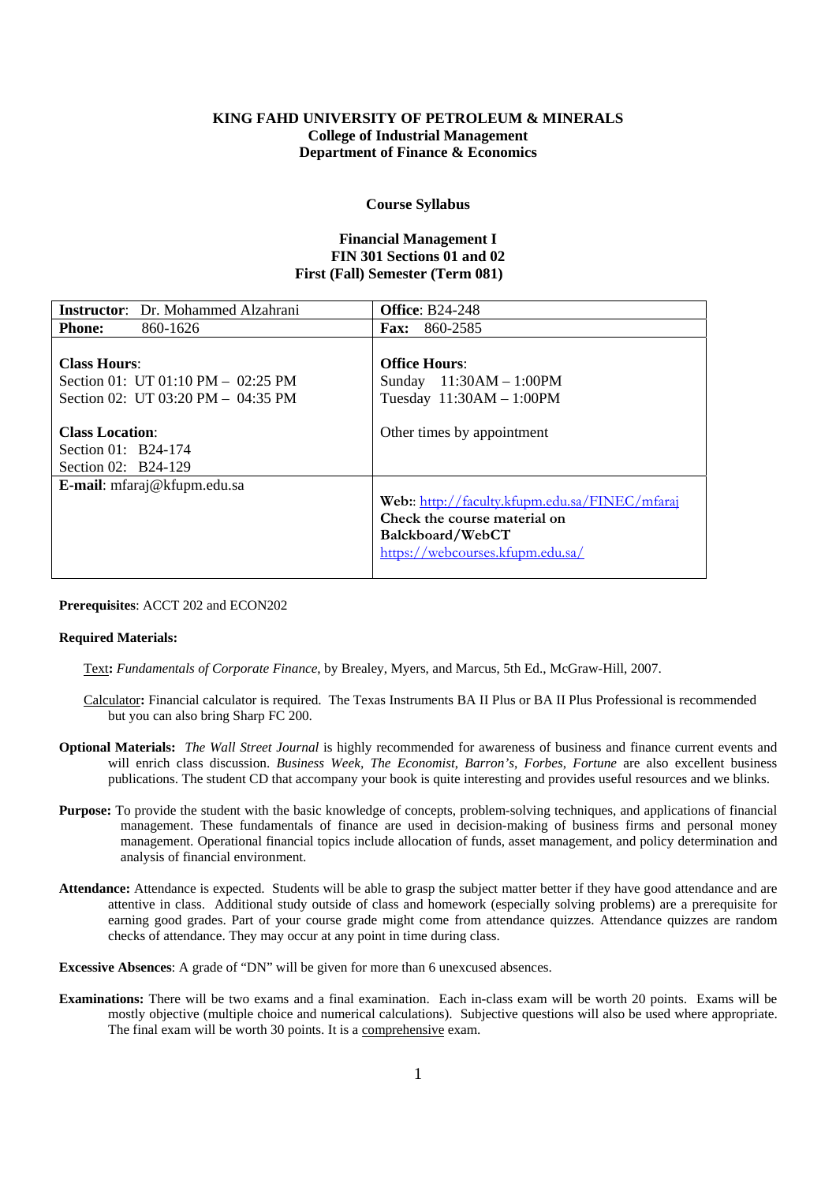**KING FAHD UNIVERSITY OF PETROLEUM & MINERALS**
**College of Industrial Management**
**Department of Finance & Economics**

**Course Syllabus**

**Financial Management I**
**FIN 301 Sections 01 and 02**
**First (Fall) Semester (Term 081)**

| **Instructor**: Dr. Mohammed Alzahrani | **Office**: B24-248 |
|---|---|
| **Phone:** 860-1626 | **Fax:** 860-2585 |
| **Class Hours**:<br>Section 01: UT 01:10 PM – 02:25 PM<br>Section 02: UT 03:20 PM – 04:35 PM<br><br>**Class Location**:<br>Section 01: B24-174<br>Section 02: B24-129 | **Office Hours**:<br>Sunday 11:30AM – 1:00PM<br>Tuesday 11:30AM – 1:00PM<br><br>Other times by appointment |
| **E-mail**: mfaraj@kfupm.edu.sa | **Web:**: http://faculty.kfupm.edu.sa/FINEC/mfaraj<br>**Check the course material on Balckboard/WebCT**<br>https://webcourses.kfupm.edu.sa/ |

**Prerequisites**: ACCT 202 and ECON202

**Required Materials:**

Text**:** *Fundamentals of Corporate Finance*, by Brealey, Myers, and Marcus, 5th Ed., McGraw-Hill, 2007.

Calculator**:** Financial calculator is required. The Texas Instruments BA II Plus or BA II Plus Professional is recommended but you can also bring Sharp FC 200.

**Optional Materials:** *The Wall Street Journal* is highly recommended for awareness of business and finance current events and will enrich class discussion. *Business Week*, *The Economist*, *Barron's*, *Forbes*, *Fortune* are also excellent business publications. The student CD that accompany your book is quite interesting and provides useful resources and we blinks.

**Purpose:** To provide the student with the basic knowledge of concepts, problem-solving techniques, and applications of financial management. These fundamentals of finance are used in decision-making of business firms and personal money management. Operational financial topics include allocation of funds, asset management, and policy determination and analysis of financial environment.

**Attendance:** Attendance is expected. Students will be able to grasp the subject matter better if they have good attendance and are attentive in class. Additional study outside of class and homework (especially solving problems) are a prerequisite for earning good grades. Part of your course grade might come from attendance quizzes. Attendance quizzes are random checks of attendance. They may occur at any point in time during class.

**Excessive Absences**: A grade of "DN" will be given for more than 6 unexcused absences.

**Examinations:** There will be two exams and a final examination. Each in-class exam will be worth 20 points. Exams will be mostly objective (multiple choice and numerical calculations). Subjective questions will also be used where appropriate. The final exam will be worth 30 points. It is a comprehensive exam.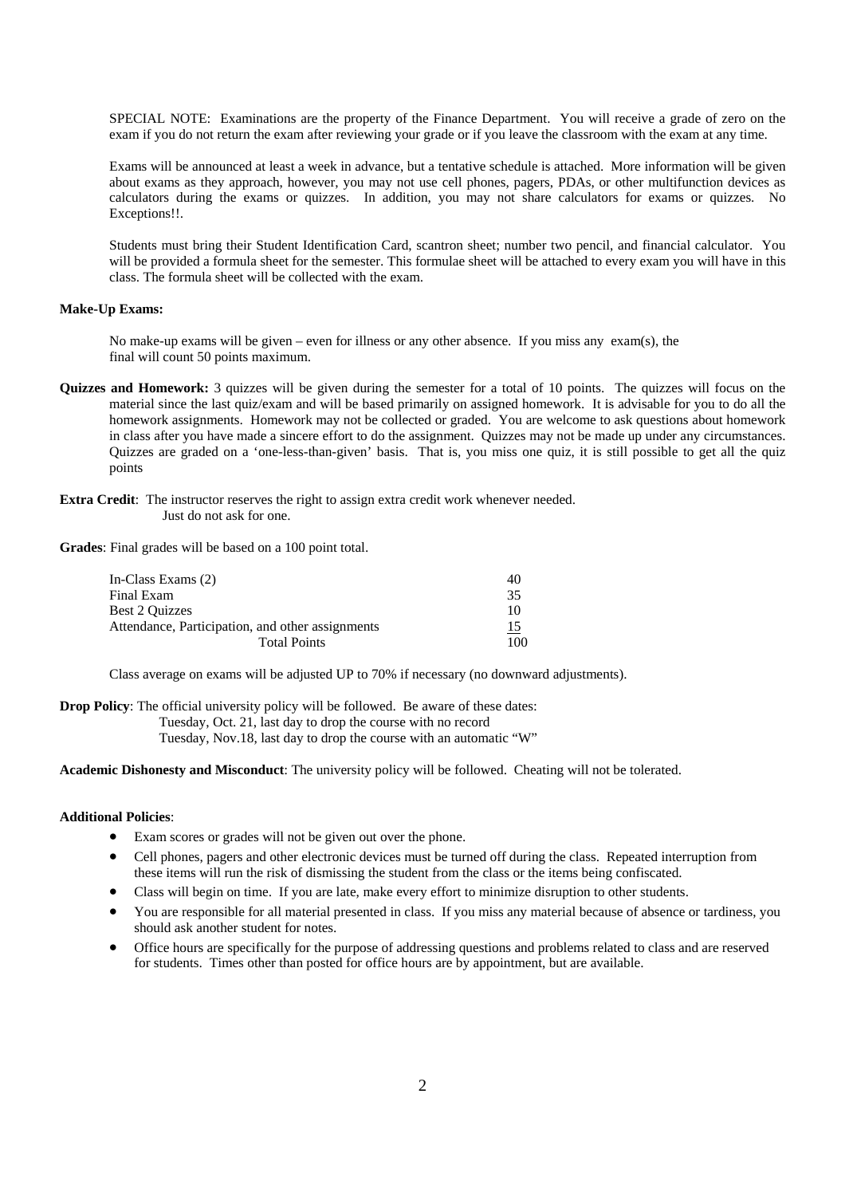SPECIAL NOTE: Examinations are the property of the Finance Department. You will receive a grade of zero on the exam if you do not return the exam after reviewing your grade or if you leave the classroom with the exam at any time.

Exams will be announced at least a week in advance, but a tentative schedule is attached. More information will be given about exams as they approach, however, you may not use cell phones, pagers, PDAs, or other multifunction devices as calculators during the exams or quizzes. In addition, you may not share calculators for exams or quizzes. No Exceptions!!.

Students must bring their Student Identification Card, scantron sheet; number two pencil, and financial calculator. You will be provided a formula sheet for the semester. This formulae sheet will be attached to every exam you will have in this class. The formula sheet will be collected with the exam.

**Make-Up Exams:**

No make-up exams will be given – even for illness or any other absence. If you miss any exam(s), the final will count 50 points maximum.

**Quizzes and Homework:** 3 quizzes will be given during the semester for a total of 10 points. The quizzes will focus on the material since the last quiz/exam and will be based primarily on assigned homework. It is advisable for you to do all the homework assignments. Homework may not be collected or graded. You are welcome to ask questions about homework in class after you have made a sincere effort to do the assignment. Quizzes may not be made up under any circumstances. Quizzes are graded on a 'one-less-than-given' basis. That is, you miss one quiz, it is still possible to get all the quiz points

**Extra Credit**: The instructor reserves the right to assign extra credit work whenever needed. Just do not ask for one.

**Grades**: Final grades will be based on a 100 point total.

| | |
|---|---|
| In-Class Exams (2) | 40 |
| Final Exam | 35 |
| Best 2 Quizzes | 10 |
| Attendance, Participation, and other assignments | 15 |
| Total Points | 100 |

Class average on exams will be adjusted UP to 70% if necessary (no downward adjustments).

**Drop Policy**: The official university policy will be followed. Be aware of these dates:
Tuesday, Oct. 21, last day to drop the course with no record
Tuesday, Nov.18, last day to drop the course with an automatic "W"

**Academic Dishonesty and Misconduct**: The university policy will be followed. Cheating will not be tolerated.

**Additional Policies**:

- Exam scores or grades will not be given out over the phone.
- Cell phones, pagers and other electronic devices must be turned off during the class. Repeated interruption from these items will run the risk of dismissing the student from the class or the items being confiscated.
- Class will begin on time. If you are late, make every effort to minimize disruption to other students.
- You are responsible for all material presented in class. If you miss any material because of absence or tardiness, you should ask another student for notes.
- Office hours are specifically for the purpose of addressing questions and problems related to class and are reserved for students. Times other than posted for office hours are by appointment, but are available.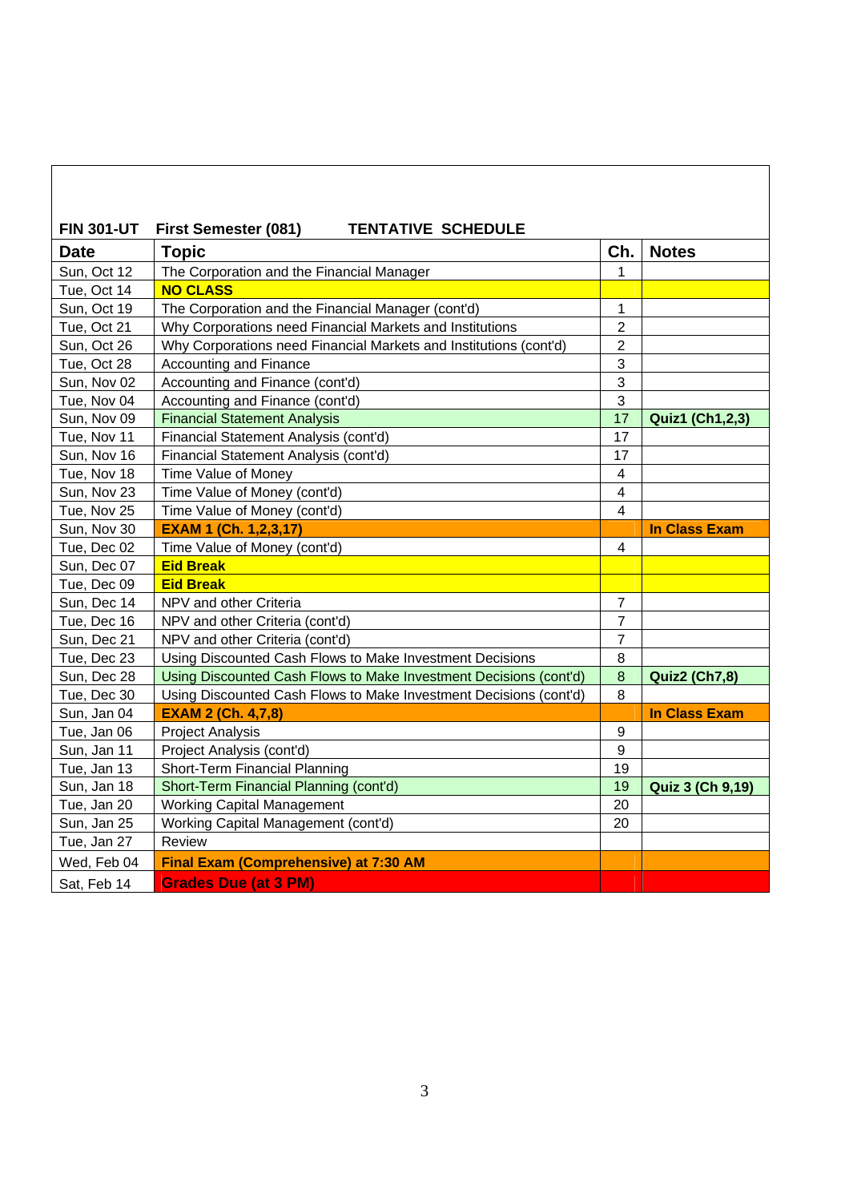**FIN 301-UT First Semester (081) TENTATIVE SCHEDULE**

| Date | Topic | Ch. | Notes |
|---|---|---|---|
| Sun, Oct 12 | The Corporation and the Financial Manager | 1 | |
| Tue, Oct 14 | **NO CLASS** | | |
| Sun, Oct 19 | The Corporation and the Financial Manager (cont'd) | 1 | |
| Tue, Oct 21 | Why Corporations need Financial Markets and Institutions | 2 | |
| Sun, Oct 26 | Why Corporations need Financial Markets and Institutions (cont'd) | 2 | |
| Tue, Oct 28 | Accounting and Finance | 3 | |
| Sun, Nov 02 | Accounting and Finance (cont'd) | 3 | |
| Tue, Nov 04 | Accounting and Finance (cont'd) | 3 | |
| Sun, Nov 09 | Financial Statement Analysis | 17 | **Quiz1 (Ch1,2,3)** |
| Tue, Nov 11 | Financial Statement Analysis (cont'd) | 17 | |
| Sun, Nov 16 | Financial Statement Analysis (cont'd) | 17 | |
| Tue, Nov 18 | Time Value of Money | 4 | |
| Sun, Nov 23 | Time Value of Money (cont'd) | 4 | |
| Tue, Nov 25 | Time Value of Money (cont'd) | 4 | |
| Sun, Nov 30 | **EXAM 1 (Ch. 1,2,3,17)** | | **In Class Exam** |
| Tue, Dec 02 | Time Value of Money (cont'd) | 4 | |
| Sun, Dec 07 | **Eid Break** | | |
| Tue, Dec 09 | **Eid Break** | | |
| Sun, Dec 14 | NPV and other Criteria | 7 | |
| Tue, Dec 16 | NPV and other Criteria (cont'd) | 7 | |
| Sun, Dec 21 | NPV and other Criteria (cont'd) | 7 | |
| Tue, Dec 23 | Using Discounted Cash Flows to Make Investment Decisions | 8 | |
| Sun, Dec 28 | Using Discounted Cash Flows to Make Investment Decisions (cont'd) | 8 | **Quiz2 (Ch7,8)** |
| Tue, Dec 30 | Using Discounted Cash Flows to Make Investment Decisions (cont'd) | 8 | |
| Sun, Jan 04 | **EXAM 2 (Ch. 4,7,8)** | | **In Class Exam** |
| Tue, Jan 06 | Project Analysis | 9 | |
| Sun, Jan 11 | Project Analysis (cont'd) | 9 | |
| Tue, Jan 13 | Short-Term Financial Planning | 19 | |
| Sun, Jan 18 | Short-Term Financial Planning (cont'd) | 19 | **Quiz 3 (Ch 9,19)** |
| Tue, Jan 20 | Working Capital Management | 20 | |
| Sun, Jan 25 | Working Capital Management (cont'd) | 20 | |
| Tue, Jan 27 | Review | | |
| Wed, Feb 04 | **Final Exam (Comprehensive) at 7:30 AM** | | |
| Sat, Feb 14 | **Grades Due (at 3 PM)** | | |